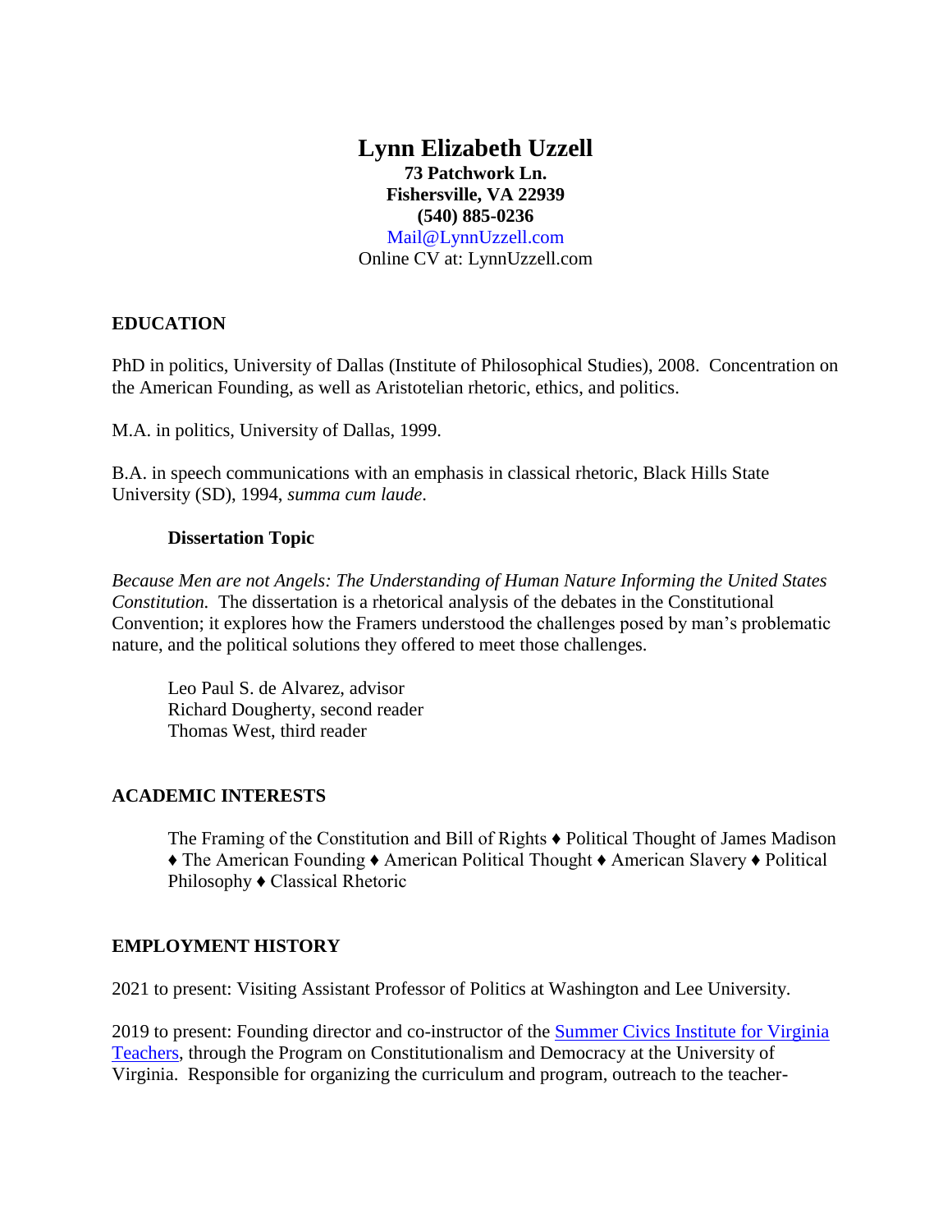# Lynn Elizabeth Uzzell

**73 Patchwork Ln.**
**Fishersville, VA 22939**
**(540) 885-0236**
Mail@LynnUzzell.com
Online CV at: LynnUzzell.com

## EDUCATION

PhD in politics, University of Dallas (Institute of Philosophical Studies), 2008. Concentration on the American Founding, as well as Aristotelian rhetoric, ethics, and politics.

M.A. in politics, University of Dallas, 1999.

B.A. in speech communications with an emphasis in classical rhetoric, Black Hills State University (SD), 1994, *summa cum laude*.

### Dissertation Topic

*Because Men are not Angels: The Understanding of Human Nature Informing the United States Constitution.* The dissertation is a rhetorical analysis of the debates in the Constitutional Convention; it explores how the Framers understood the challenges posed by man's problematic nature, and the political solutions they offered to meet those challenges.

Leo Paul S. de Alvarez, advisor
Richard Dougherty, second reader
Thomas West, third reader

## ACADEMIC INTERESTS

The Framing of the Constitution and Bill of Rights ♦ Political Thought of James Madison ♦ The American Founding ♦ American Political Thought ♦ American Slavery ♦ Political Philosophy ♦ Classical Rhetoric

## EMPLOYMENT HISTORY

2021 to present: Visiting Assistant Professor of Politics at Washington and Lee University.

2019 to present: Founding director and co-instructor of the Summer Civics Institute for Virginia Teachers, through the Program on Constitutionalism and Democracy at the University of Virginia. Responsible for organizing the curriculum and program, outreach to the teacher-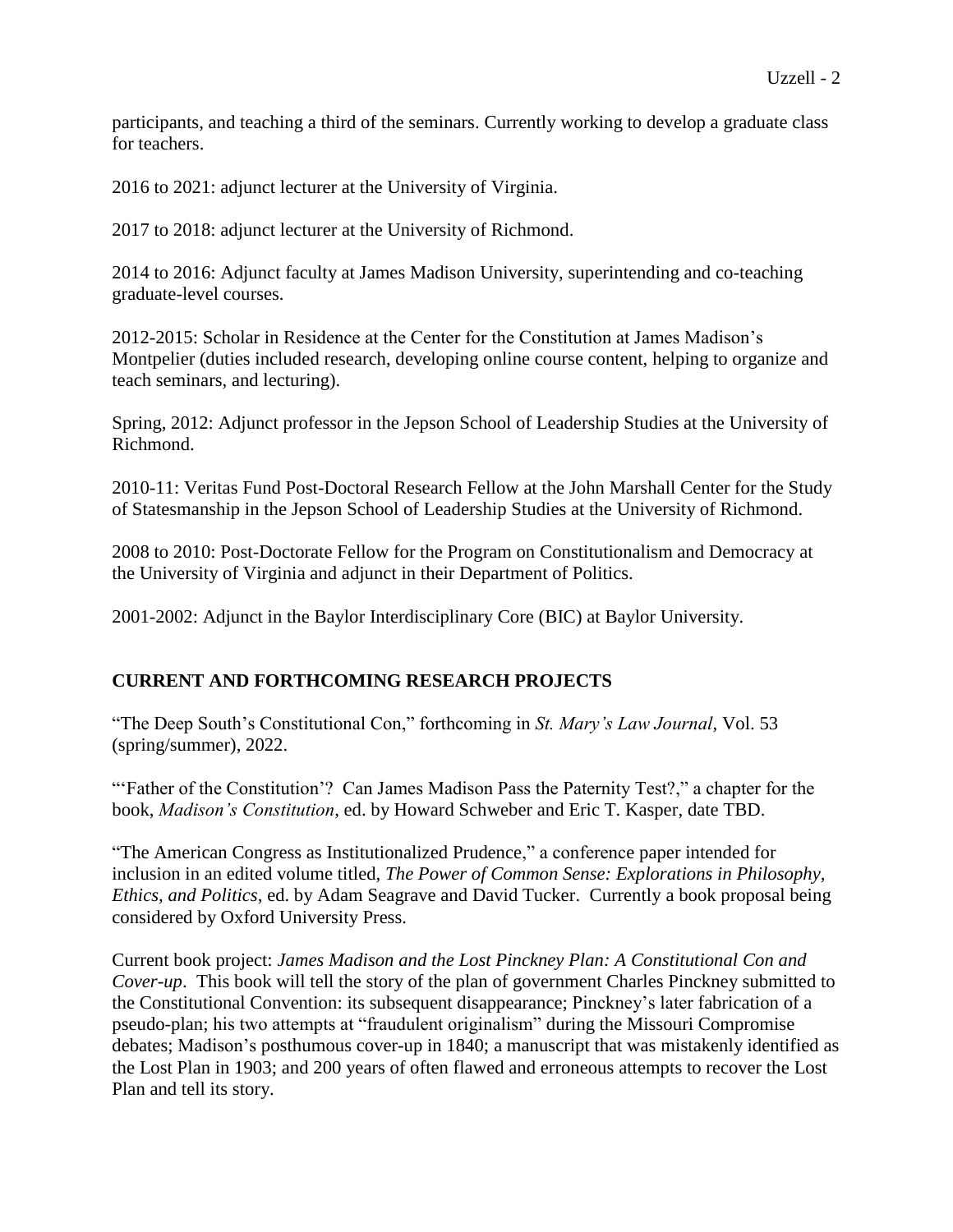participants, and teaching a third of the seminars. Currently working to develop a graduate class for teachers.

2016 to 2021: adjunct lecturer at the University of Virginia.

2017 to 2018: adjunct lecturer at the University of Richmond.

2014 to 2016: Adjunct faculty at James Madison University, superintending and co-teaching graduate-level courses.

2012-2015: Scholar in Residence at the Center for the Constitution at James Madison's Montpelier (duties included research, developing online course content, helping to organize and teach seminars, and lecturing).

Spring, 2012: Adjunct professor in the Jepson School of Leadership Studies at the University of Richmond.

2010-11: Veritas Fund Post-Doctoral Research Fellow at the John Marshall Center for the Study of Statesmanship in the Jepson School of Leadership Studies at the University of Richmond.

2008 to 2010: Post-Doctorate Fellow for the Program on Constitutionalism and Democracy at the University of Virginia and adjunct in their Department of Politics.

2001-2002: Adjunct in the Baylor Interdisciplinary Core (BIC) at Baylor University.

## CURRENT AND FORTHCOMING RESEARCH PROJECTS

"The Deep South's Constitutional Con," forthcoming in *St. Mary's Law Journal*, Vol. 53 (spring/summer), 2022.

"'Father of the Constitution'? Can James Madison Pass the Paternity Test?," a chapter for the book, *Madison's Constitution*, ed. by Howard Schweber and Eric T. Kasper, date TBD.

"The American Congress as Institutionalized Prudence," a conference paper intended for inclusion in an edited volume titled, *The Power of Common Sense: Explorations in Philosophy, Ethics, and Politics*, ed. by Adam Seagrave and David Tucker. Currently a book proposal being considered by Oxford University Press.

Current book project: *James Madison and the Lost Pinckney Plan: A Constitutional Con and Cover-up*. This book will tell the story of the plan of government Charles Pinckney submitted to the Constitutional Convention: its subsequent disappearance; Pinckney's later fabrication of a pseudo-plan; his two attempts at "fraudulent originalism" during the Missouri Compromise debates; Madison's posthumous cover-up in 1840; a manuscript that was mistakenly identified as the Lost Plan in 1903; and 200 years of often flawed and erroneous attempts to recover the Lost Plan and tell its story.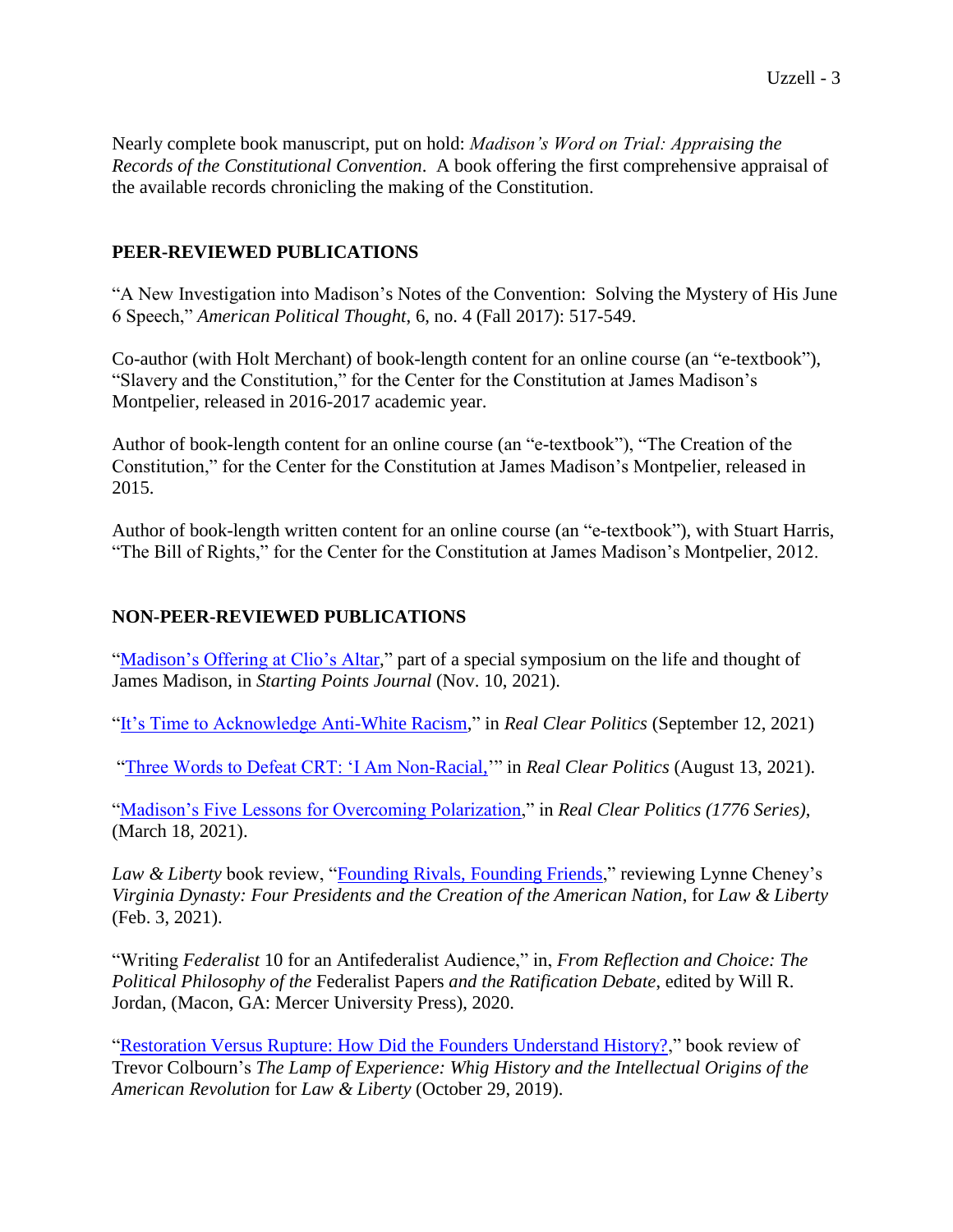Nearly complete book manuscript, put on hold: *Madison's Word on Trial: Appraising the Records of the Constitutional Convention*. A book offering the first comprehensive appraisal of the available records chronicling the making of the Constitution.

## PEER-REVIEWED PUBLICATIONS

"A New Investigation into Madison's Notes of the Convention: Solving the Mystery of His June 6 Speech," *American Political Thought*, 6, no. 4 (Fall 2017): 517-549.

Co-author (with Holt Merchant) of book-length content for an online course (an "e-textbook"), "Slavery and the Constitution," for the Center for the Constitution at James Madison's Montpelier, released in 2016-2017 academic year.

Author of book-length content for an online course (an "e-textbook"), "The Creation of the Constitution," for the Center for the Constitution at James Madison's Montpelier, released in 2015.

Author of book-length written content for an online course (an "e-textbook"), with Stuart Harris, "The Bill of Rights," for the Center for the Constitution at James Madison's Montpelier, 2012.

## NON-PEER-REVIEWED PUBLICATIONS

"Madison's Offering at Clio's Altar," part of a special symposium on the life and thought of James Madison, in *Starting Points Journal* (Nov. 10, 2021).

"It's Time to Acknowledge Anti-White Racism," in *Real Clear Politics* (September 12, 2021)

"Three Words to Defeat CRT: 'I Am Non-Racial,'" in *Real Clear Politics* (August 13, 2021).

"Madison's Five Lessons for Overcoming Polarization," in *Real Clear Politics (1776 Series)*, (March 18, 2021).

*Law & Liberty* book review, "Founding Rivals, Founding Friends," reviewing Lynne Cheney's *Virginia Dynasty: Four Presidents and the Creation of the American Nation*, for *Law & Liberty* (Feb. 3, 2021).

"Writing *Federalist* 10 for an Antifederalist Audience," in, *From Reflection and Choice: The Political Philosophy of the* Federalist Papers *and the Ratification Debate*, edited by Will R. Jordan, (Macon, GA: Mercer University Press), 2020.

"Restoration Versus Rupture: How Did the Founders Understand History?," book review of Trevor Colbourn's *The Lamp of Experience: Whig History and the Intellectual Origins of the American Revolution* for *Law & Liberty* (October 29, 2019).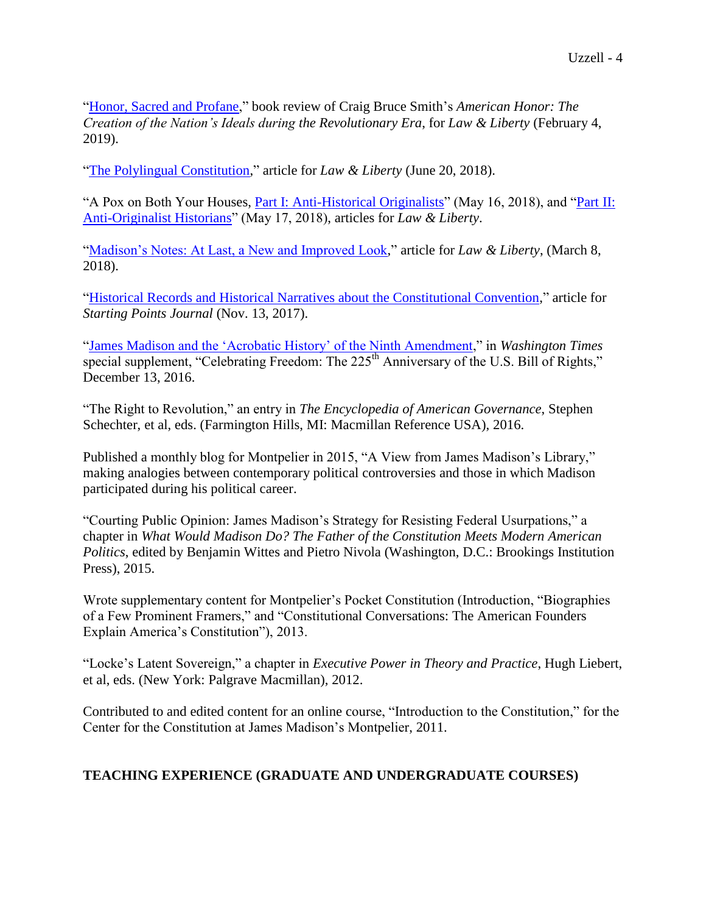"Honor, Sacred and Profane," book review of Craig Bruce Smith's *American Honor: The Creation of the Nation's Ideals during the Revolutionary Era*, for *Law & Liberty* (February 4, 2019).

"The Polylingual Constitution," article for *Law & Liberty* (June 20, 2018).

"A Pox on Both Your Houses, Part I: Anti-Historical Originalists" (May 16, 2018), and "Part II: Anti-Originalist Historians" (May 17, 2018), articles for *Law & Liberty*.

"Madison's Notes: At Last, a New and Improved Look," article for *Law & Liberty*, (March 8, 2018).

"Historical Records and Historical Narratives about the Constitutional Convention," article for *Starting Points Journal* (Nov. 13, 2017).

"James Madison and the 'Acrobatic History' of the Ninth Amendment," in *Washington Times* special supplement, "Celebrating Freedom: The 225th Anniversary of the U.S. Bill of Rights," December 13, 2016.

"The Right to Revolution," an entry in *The Encyclopedia of American Governance*, Stephen Schechter, et al, eds. (Farmington Hills, MI: Macmillan Reference USA), 2016.

Published a monthly blog for Montpelier in 2015, "A View from James Madison's Library," making analogies between contemporary political controversies and those in which Madison participated during his political career.

"Courting Public Opinion: James Madison's Strategy for Resisting Federal Usurpations," a chapter in *What Would Madison Do? The Father of the Constitution Meets Modern American Politics*, edited by Benjamin Wittes and Pietro Nivola (Washington, D.C.: Brookings Institution Press), 2015.

Wrote supplementary content for Montpelier's Pocket Constitution (Introduction, "Biographies of a Few Prominent Framers," and "Constitutional Conversations: The American Founders Explain America's Constitution"), 2013.

"Locke's Latent Sovereign," a chapter in *Executive Power in Theory and Practice*, Hugh Liebert, et al, eds. (New York: Palgrave Macmillan), 2012.

Contributed to and edited content for an online course, "Introduction to the Constitution," for the Center for the Constitution at James Madison's Montpelier, 2011.

## TEACHING EXPERIENCE (GRADUATE AND UNDERGRADUATE COURSES)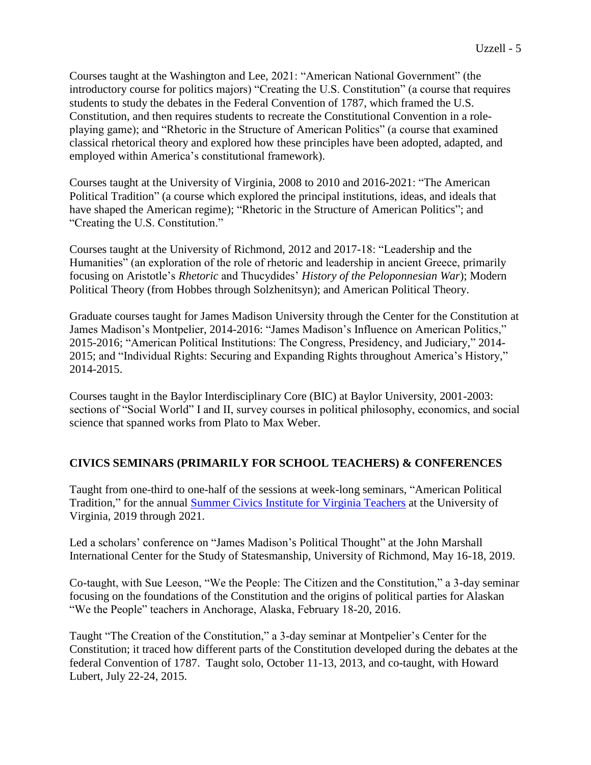Courses taught at the Washington and Lee, 2021: "American National Government" (the introductory course for politics majors) "Creating the U.S. Constitution" (a course that requires students to study the debates in the Federal Convention of 1787, which framed the U.S. Constitution, and then requires students to recreate the Constitutional Convention in a role-playing game); and "Rhetoric in the Structure of American Politics" (a course that examined classical rhetorical theory and explored how these principles have been adopted, adapted, and employed within America's constitutional framework).

Courses taught at the University of Virginia, 2008 to 2010 and 2016-2021: "The American Political Tradition" (a course which explored the principal institutions, ideas, and ideals that have shaped the American regime); "Rhetoric in the Structure of American Politics"; and "Creating the U.S. Constitution."

Courses taught at the University of Richmond, 2012 and 2017-18: "Leadership and the Humanities" (an exploration of the role of rhetoric and leadership in ancient Greece, primarily focusing on Aristotle's *Rhetoric* and Thucydides' *History of the Peloponnesian War*); Modern Political Theory (from Hobbes through Solzhenitsyn); and American Political Theory.

Graduate courses taught for James Madison University through the Center for the Constitution at James Madison's Montpelier, 2014-2016: "James Madison's Influence on American Politics," 2015-2016; "American Political Institutions: The Congress, Presidency, and Judiciary," 2014-2015; and "Individual Rights: Securing and Expanding Rights throughout America's History," 2014-2015.

Courses taught in the Baylor Interdisciplinary Core (BIC) at Baylor University, 2001-2003: sections of "Social World" I and II, survey courses in political philosophy, economics, and social science that spanned works from Plato to Max Weber.

## CIVICS SEMINARS (PRIMARILY FOR SCHOOL TEACHERS) & CONFERENCES

Taught from one-third to one-half of the sessions at week-long seminars, "American Political Tradition," for the annual Summer Civics Institute for Virginia Teachers at the University of Virginia, 2019 through 2021.

Led a scholars' conference on "James Madison's Political Thought" at the John Marshall International Center for the Study of Statesmanship, University of Richmond, May 16-18, 2019.

Co-taught, with Sue Leeson, "We the People: The Citizen and the Constitution," a 3-day seminar focusing on the foundations of the Constitution and the origins of political parties for Alaskan "We the People" teachers in Anchorage, Alaska, February 18-20, 2016.

Taught "The Creation of the Constitution," a 3-day seminar at Montpelier's Center for the Constitution; it traced how different parts of the Constitution developed during the debates at the federal Convention of 1787. Taught solo, October 11-13, 2013, and co-taught, with Howard Lubert, July 22-24, 2015.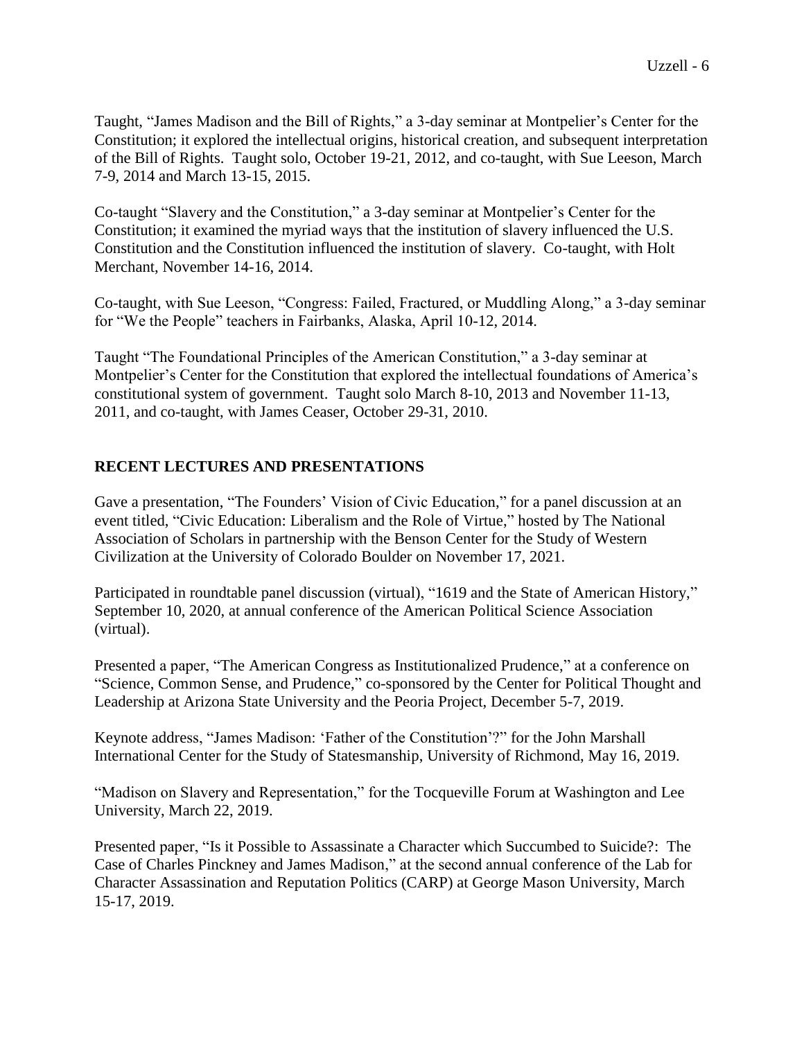Taught, "James Madison and the Bill of Rights," a 3-day seminar at Montpelier's Center for the Constitution; it explored the intellectual origins, historical creation, and subsequent interpretation of the Bill of Rights. Taught solo, October 19-21, 2012, and co-taught, with Sue Leeson, March 7-9, 2014 and March 13-15, 2015.

Co-taught "Slavery and the Constitution," a 3-day seminar at Montpelier's Center for the Constitution; it examined the myriad ways that the institution of slavery influenced the U.S. Constitution and the Constitution influenced the institution of slavery. Co-taught, with Holt Merchant, November 14-16, 2014.

Co-taught, with Sue Leeson, "Congress: Failed, Fractured, or Muddling Along," a 3-day seminar for "We the People" teachers in Fairbanks, Alaska, April 10-12, 2014.

Taught "The Foundational Principles of the American Constitution," a 3-day seminar at Montpelier's Center for the Constitution that explored the intellectual foundations of America's constitutional system of government. Taught solo March 8-10, 2013 and November 11-13, 2011, and co-taught, with James Ceaser, October 29-31, 2010.

## RECENT LECTURES AND PRESENTATIONS

Gave a presentation, "The Founders' Vision of Civic Education," for a panel discussion at an event titled, "Civic Education: Liberalism and the Role of Virtue," hosted by The National Association of Scholars in partnership with the Benson Center for the Study of Western Civilization at the University of Colorado Boulder on November 17, 2021.

Participated in roundtable panel discussion (virtual), "1619 and the State of American History," September 10, 2020, at annual conference of the American Political Science Association (virtual).

Presented a paper, "The American Congress as Institutionalized Prudence," at a conference on "Science, Common Sense, and Prudence," co-sponsored by the Center for Political Thought and Leadership at Arizona State University and the Peoria Project, December 5-7, 2019.

Keynote address, "James Madison: 'Father of the Constitution'?" for the John Marshall International Center for the Study of Statesmanship, University of Richmond, May 16, 2019.

"Madison on Slavery and Representation," for the Tocqueville Forum at Washington and Lee University, March 22, 2019.

Presented paper, "Is it Possible to Assassinate a Character which Succumbed to Suicide?: The Case of Charles Pinckney and James Madison," at the second annual conference of the Lab for Character Assassination and Reputation Politics (CARP) at George Mason University, March 15-17, 2019.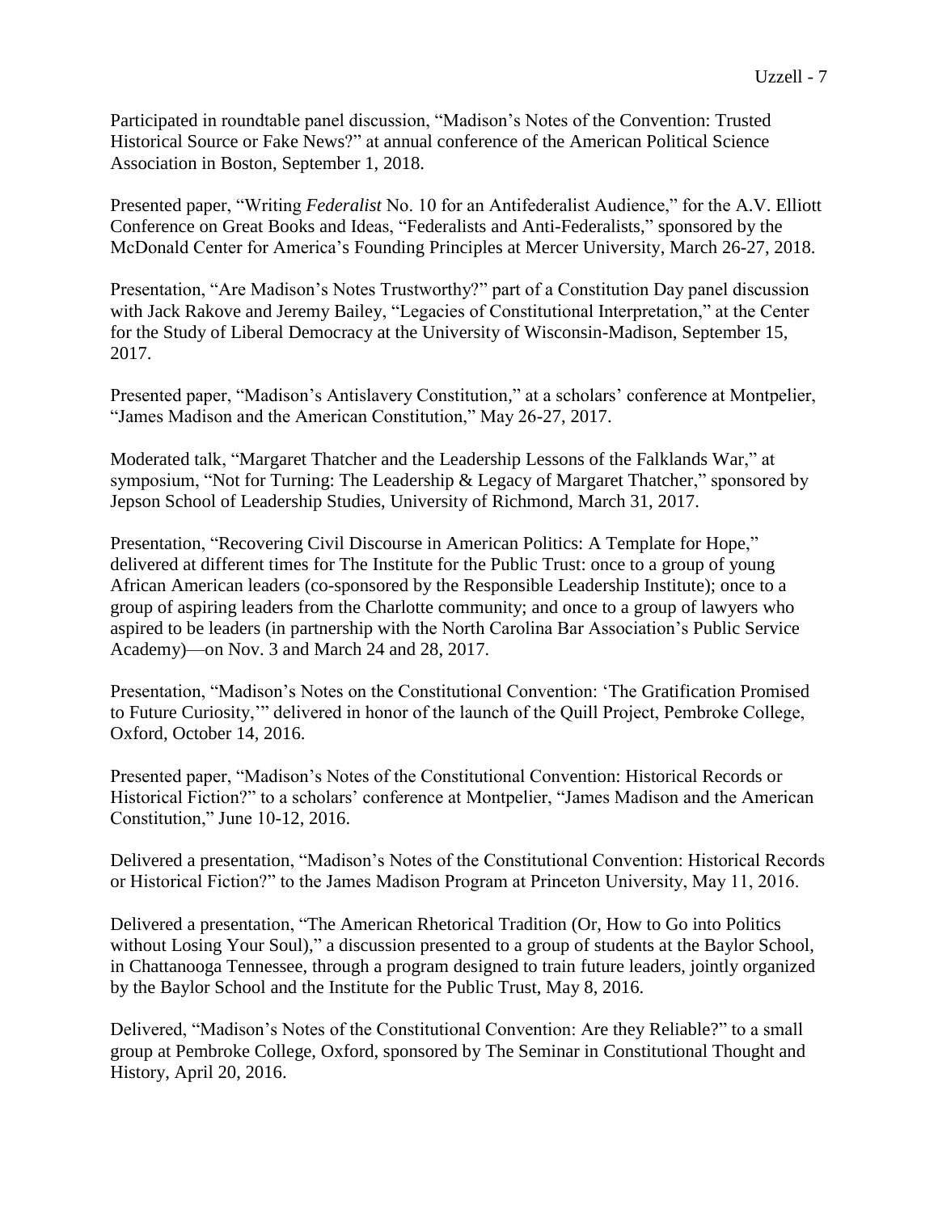Participated in roundtable panel discussion, "Madison's Notes of the Convention: Trusted Historical Source or Fake News?" at annual conference of the American Political Science Association in Boston, September 1, 2018.

Presented paper, "Writing *Federalist* No. 10 for an Antifederalist Audience," for the A.V. Elliott Conference on Great Books and Ideas, "Federalists and Anti-Federalists," sponsored by the McDonald Center for America's Founding Principles at Mercer University, March 26-27, 2018.

Presentation, "Are Madison's Notes Trustworthy?" part of a Constitution Day panel discussion with Jack Rakove and Jeremy Bailey, "Legacies of Constitutional Interpretation," at the Center for the Study of Liberal Democracy at the University of Wisconsin-Madison, September 15, 2017.

Presented paper, "Madison's Antislavery Constitution," at a scholars' conference at Montpelier, "James Madison and the American Constitution," May 26-27, 2017.

Moderated talk, "Margaret Thatcher and the Leadership Lessons of the Falklands War," at symposium, "Not for Turning: The Leadership & Legacy of Margaret Thatcher," sponsored by Jepson School of Leadership Studies, University of Richmond, March 31, 2017.

Presentation, "Recovering Civil Discourse in American Politics: A Template for Hope," delivered at different times for The Institute for the Public Trust: once to a group of young African American leaders (co-sponsored by the Responsible Leadership Institute); once to a group of aspiring leaders from the Charlotte community; and once to a group of lawyers who aspired to be leaders (in partnership with the North Carolina Bar Association's Public Service Academy)—on Nov. 3 and March 24 and 28, 2017.

Presentation, "Madison's Notes on the Constitutional Convention: 'The Gratification Promised to Future Curiosity,'" delivered in honor of the launch of the Quill Project, Pembroke College, Oxford, October 14, 2016.

Presented paper, "Madison's Notes of the Constitutional Convention: Historical Records or Historical Fiction?" to a scholars' conference at Montpelier, "James Madison and the American Constitution," June 10-12, 2016.

Delivered a presentation, "Madison's Notes of the Constitutional Convention: Historical Records or Historical Fiction?" to the James Madison Program at Princeton University, May 11, 2016.

Delivered a presentation, "The American Rhetorical Tradition (Or, How to Go into Politics without Losing Your Soul)," a discussion presented to a group of students at the Baylor School, in Chattanooga Tennessee, through a program designed to train future leaders, jointly organized by the Baylor School and the Institute for the Public Trust, May 8, 2016.

Delivered, "Madison's Notes of the Constitutional Convention: Are they Reliable?" to a small group at Pembroke College, Oxford, sponsored by The Seminar in Constitutional Thought and History, April 20, 2016.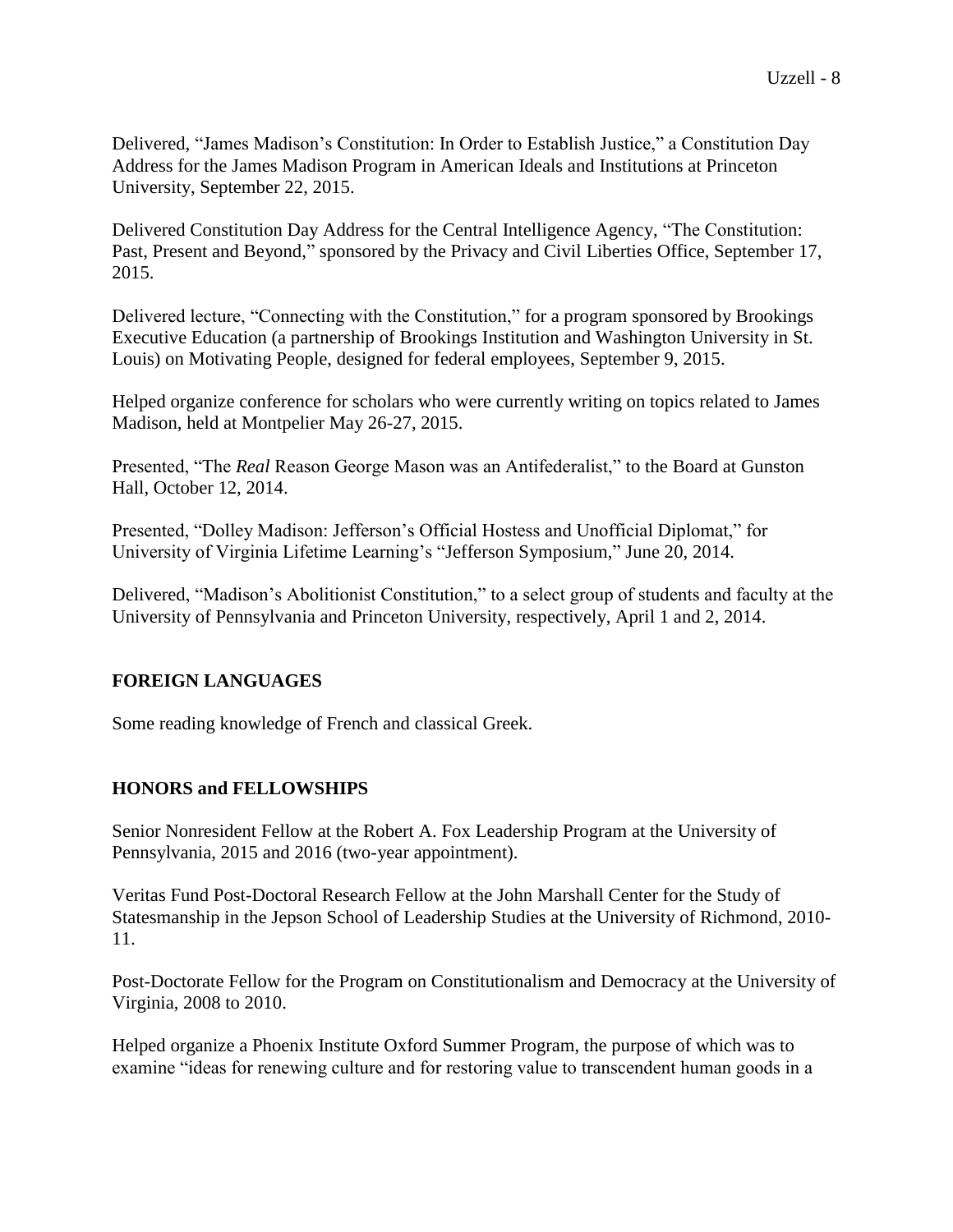Delivered, "James Madison's Constitution: In Order to Establish Justice," a Constitution Day Address for the James Madison Program in American Ideals and Institutions at Princeton University, September 22, 2015.

Delivered Constitution Day Address for the Central Intelligence Agency, "The Constitution: Past, Present and Beyond," sponsored by the Privacy and Civil Liberties Office, September 17, 2015.

Delivered lecture, "Connecting with the Constitution," for a program sponsored by Brookings Executive Education (a partnership of Brookings Institution and Washington University in St. Louis) on Motivating People, designed for federal employees, September 9, 2015.

Helped organize conference for scholars who were currently writing on topics related to James Madison, held at Montpelier May 26-27, 2015.

Presented, "The *Real* Reason George Mason was an Antifederalist," to the Board at Gunston Hall, October 12, 2014.

Presented, "Dolley Madison: Jefferson's Official Hostess and Unofficial Diplomat," for University of Virginia Lifetime Learning's "Jefferson Symposium," June 20, 2014.

Delivered, "Madison's Abolitionist Constitution," to a select group of students and faculty at the University of Pennsylvania and Princeton University, respectively, April 1 and 2, 2014.

## FOREIGN LANGUAGES

Some reading knowledge of French and classical Greek.

## HONORS and FELLOWSHIPS

Senior Nonresident Fellow at the Robert A. Fox Leadership Program at the University of Pennsylvania, 2015 and 2016 (two-year appointment).

Veritas Fund Post-Doctoral Research Fellow at the John Marshall Center for the Study of Statesmanship in the Jepson School of Leadership Studies at the University of Richmond, 2010-11.

Post-Doctorate Fellow for the Program on Constitutionalism and Democracy at the University of Virginia, 2008 to 2010.

Helped organize a Phoenix Institute Oxford Summer Program, the purpose of which was to examine "ideas for renewing culture and for restoring value to transcendent human goods in a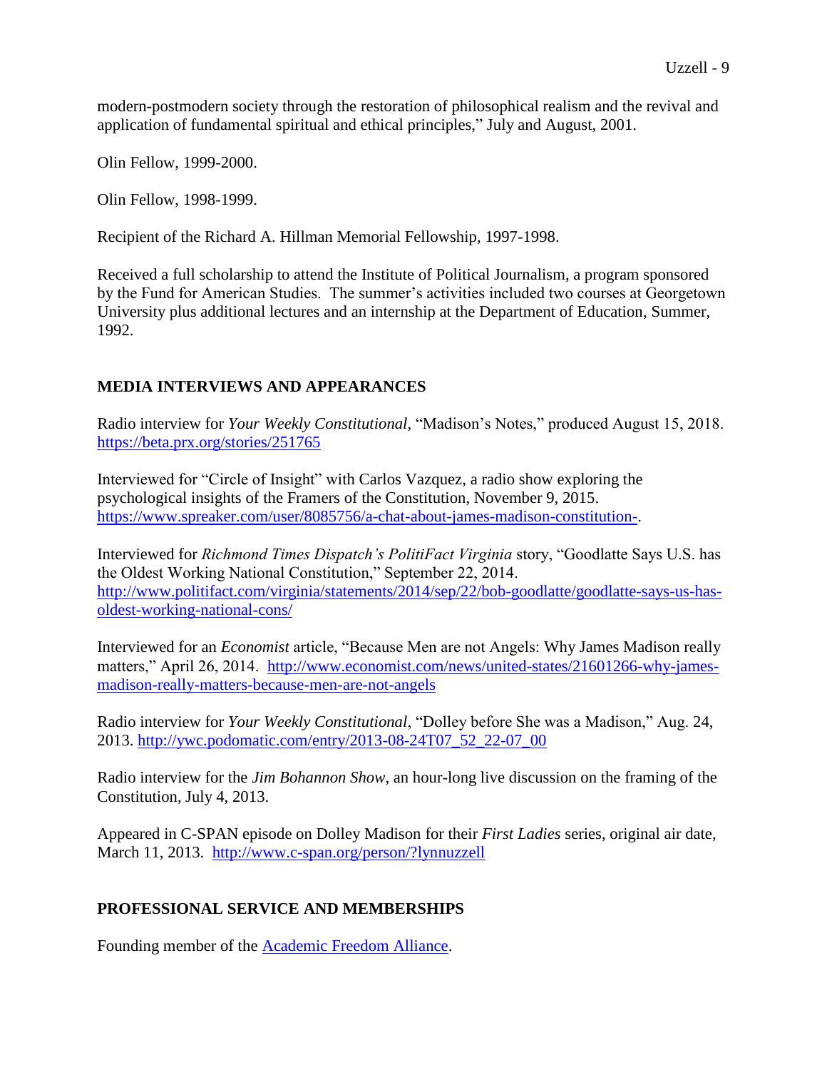modern-postmodern society through the restoration of philosophical realism and the revival and application of fundamental spiritual and ethical principles," July and August, 2001.

Olin Fellow, 1999-2000.

Olin Fellow, 1998-1999.

Recipient of the Richard A. Hillman Memorial Fellowship, 1997-1998.

Received a full scholarship to attend the Institute of Political Journalism, a program sponsored by the Fund for American Studies. The summer's activities included two courses at Georgetown University plus additional lectures and an internship at the Department of Education, Summer, 1992.

## MEDIA INTERVIEWS AND APPEARANCES

Radio interview for *Your Weekly Constitutional*, "Madison's Notes," produced August 15, 2018. [https://beta.prx.org/stories/251765](https://beta.prx.org/stories/251765)

Interviewed for "Circle of Insight" with Carlos Vazquez, a radio show exploring the psychological insights of the Framers of the Constitution, November 9, 2015. [https://www.spreaker.com/user/8085756/a-chat-about-james-madison-constitution-](https://www.spreaker.com/user/8085756/a-chat-about-james-madison-constitution-).

Interviewed for *Richmond Times Dispatch's PolitiFact Virginia* story, "Goodlatte Says U.S. has the Oldest Working National Constitution," September 22, 2014. [http://www.politifact.com/virginia/statements/2014/sep/22/bob-goodlatte/goodlatte-says-us-has-oldest-working-national-cons/](http://www.politifact.com/virginia/statements/2014/sep/22/bob-goodlatte/goodlatte-says-us-has-oldest-working-national-cons/)

Interviewed for an *Economist* article, "Because Men are not Angels: Why James Madison really matters," April 26, 2014. [http://www.economist.com/news/united-states/21601266-why-james-madison-really-matters-because-men-are-not-angels](http://www.economist.com/news/united-states/21601266-why-james-madison-really-matters-because-men-are-not-angels)

Radio interview for *Your Weekly Constitutional*, "Dolley before She was a Madison," Aug. 24, 2013. [http://ywc.podomatic.com/entry/2013-08-24T07_52_22-07_00](http://ywc.podomatic.com/entry/2013-08-24T07_52_22-07_00)

Radio interview for the *Jim Bohannon Show*, an hour-long live discussion on the framing of the Constitution, July 4, 2013.

Appeared in C-SPAN episode on Dolley Madison for their *First Ladies* series, original air date, March 11, 2013. [http://www.c-span.org/person/?lynnuzzell](http://www.c-span.org/person/?lynnuzzell)

## PROFESSIONAL SERVICE AND MEMBERSHIPS

Founding member of the Academic Freedom Alliance.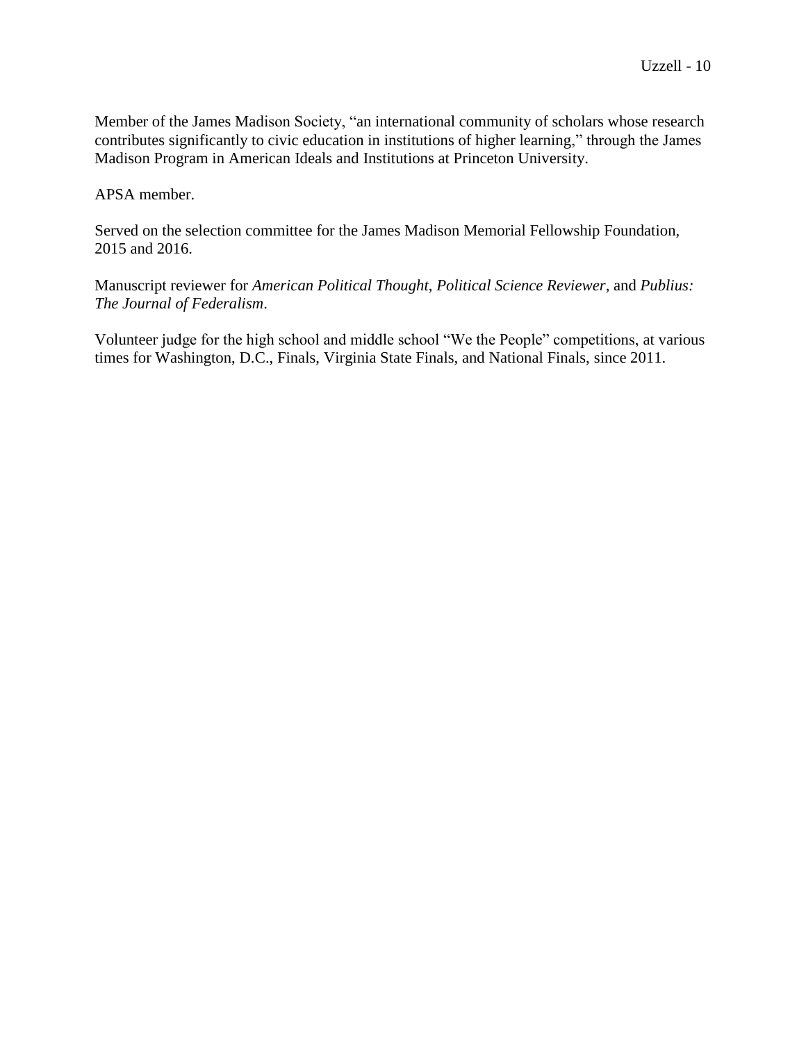Member of the James Madison Society, "an international community of scholars whose research contributes significantly to civic education in institutions of higher learning," through the James Madison Program in American Ideals and Institutions at Princeton University.

APSA member.

Served on the selection committee for the James Madison Memorial Fellowship Foundation, 2015 and 2016.

Manuscript reviewer for *American Political Thought*, *Political Science Reviewer*, and *Publius: The Journal of Federalism*.

Volunteer judge for the high school and middle school "We the People" competitions, at various times for Washington, D.C., Finals, Virginia State Finals, and National Finals, since 2011.